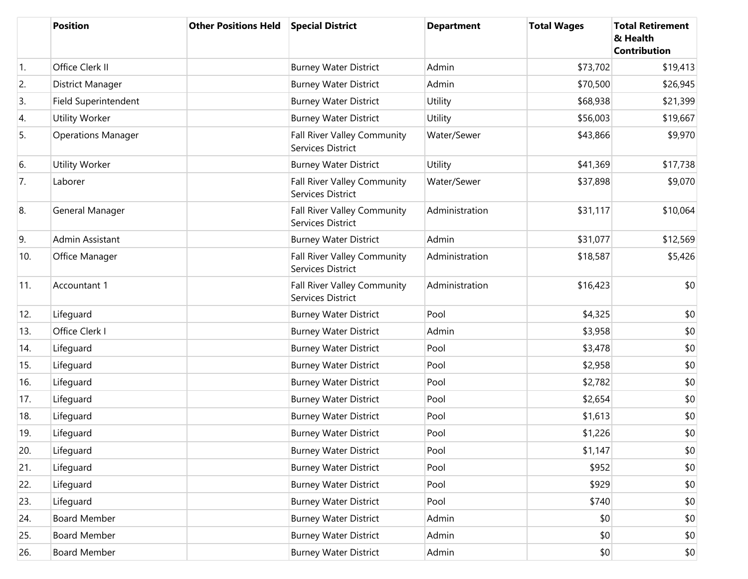| | Position | Other Positions Held | Special District | Department | Total Wages | Total Retirement & Health Contribution |
|---|---|---|---|---|---|---|
| 1. | Office Clerk II | | Burney Water District | Admin | $73,702 | $19,413 |
| 2. | District Manager | | Burney Water District | Admin | $70,500 | $26,945 |
| 3. | Field Superintendent | | Burney Water District | Utility | $68,938 | $21,399 |
| 4. | Utility Worker | | Burney Water District | Utility | $56,003 | $19,667 |
| 5. | Operations Manager | | Fall River Valley Community Services District | Water/Sewer | $43,866 | $9,970 |
| 6. | Utility Worker | | Burney Water District | Utility | $41,369 | $17,738 |
| 7. | Laborer | | Fall River Valley Community Services District | Water/Sewer | $37,898 | $9,070 |
| 8. | General Manager | | Fall River Valley Community Services District | Administration | $31,117 | $10,064 |
| 9. | Admin Assistant | | Burney Water District | Admin | $31,077 | $12,569 |
| 10. | Office Manager | | Fall River Valley Community Services District | Administration | $18,587 | $5,426 |
| 11. | Accountant 1 | | Fall River Valley Community Services District | Administration | $16,423 | $0 |
| 12. | Lifeguard | | Burney Water District | Pool | $4,325 | $0 |
| 13. | Office Clerk I | | Burney Water District | Admin | $3,958 | $0 |
| 14. | Lifeguard | | Burney Water District | Pool | $3,478 | $0 |
| 15. | Lifeguard | | Burney Water District | Pool | $2,958 | $0 |
| 16. | Lifeguard | | Burney Water District | Pool | $2,782 | $0 |
| 17. | Lifeguard | | Burney Water District | Pool | $2,654 | $0 |
| 18. | Lifeguard | | Burney Water District | Pool | $1,613 | $0 |
| 19. | Lifeguard | | Burney Water District | Pool | $1,226 | $0 |
| 20. | Lifeguard | | Burney Water District | Pool | $1,147 | $0 |
| 21. | Lifeguard | | Burney Water District | Pool | $952 | $0 |
| 22. | Lifeguard | | Burney Water District | Pool | $929 | $0 |
| 23. | Lifeguard | | Burney Water District | Pool | $740 | $0 |
| 24. | Board Member | | Burney Water District | Admin | $0 | $0 |
| 25. | Board Member | | Burney Water District | Admin | $0 | $0 |
| 26. | Board Member | | Burney Water District | Admin | $0 | $0 |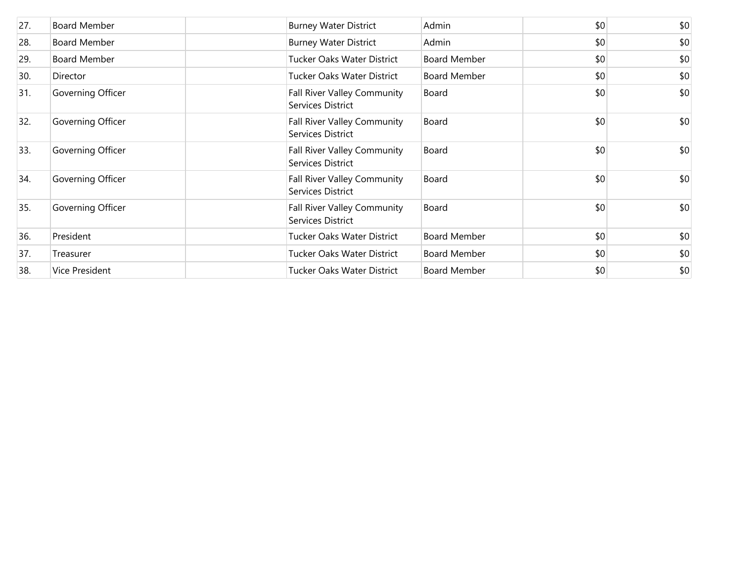| | | | | | | |
|---|---|---|---|---|---|---|
| 27. | Board Member | | Burney Water District | Admin | $0 | $0 |
| 28. | Board Member | | Burney Water District | Admin | $0 | $0 |
| 29. | Board Member | | Tucker Oaks Water District | Board Member | $0 | $0 |
| 30. | Director | | Tucker Oaks Water District | Board Member | $0 | $0 |
| 31. | Governing Officer | | Fall River Valley Community Services District | Board | $0 | $0 |
| 32. | Governing Officer | | Fall River Valley Community Services District | Board | $0 | $0 |
| 33. | Governing Officer | | Fall River Valley Community Services District | Board | $0 | $0 |
| 34. | Governing Officer | | Fall River Valley Community Services District | Board | $0 | $0 |
| 35. | Governing Officer | | Fall River Valley Community Services District | Board | $0 | $0 |
| 36. | President | | Tucker Oaks Water District | Board Member | $0 | $0 |
| 37. | Treasurer | | Tucker Oaks Water District | Board Member | $0 | $0 |
| 38. | Vice President | | Tucker Oaks Water District | Board Member | $0 | $0 |